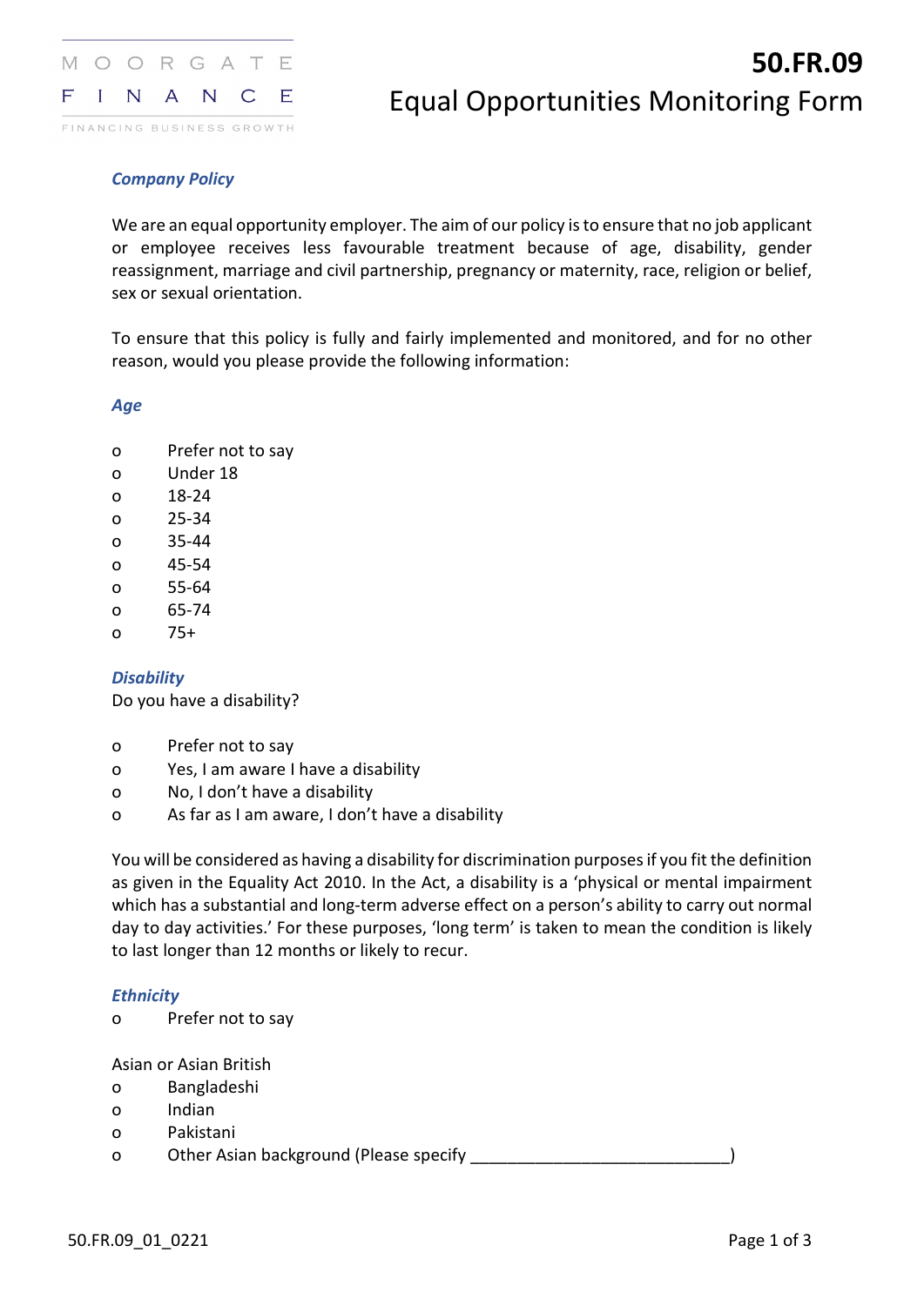# 50.FR.09

# Equal Opportunities Monitoring Form

### *Company Policy*

We are an equal opportunity employer. The aim of our policy is to ensure that no job applicant or employee receives less favourable treatment because of age, disability, gender reassignment, marriage and civil partnership, pregnancy or maternity, race, religion or belief, sex or sexual orientation.

To ensure that this policy is fully and fairly implemented and monitored, and for no other reason, would you please provide the following information:

### *Age*

- o Prefer not to say
- o Under 18
- o 18-24
- o 25-34
- o 35-44
- o 45-54
- o 55-64
- o 65-74
- o 75+

### *Disability*

Do you have a disability?

- o Prefer not to say
- o Yes, I am aware I have a disability
- o No, I don't have a disability
- o As far as I am aware, I don't have a disability

You will be considered as having a disability for discrimination purposes if you fit the definition as given in the Equality Act 2010. In the Act, a disability is a 'physical or mental impairment which has a substantial and long-term adverse effect on a person's ability to carry out normal day to day activities.' For these purposes, 'long term' is taken to mean the condition is likely to last longer than 12 months or likely to recur.

### *Ethnicity*

- o Prefer not to say

Asian or Asian British

- o Bangladeshi
- o Indian
- o Pakistani
- o Other Asian background (Please specify ____________________________)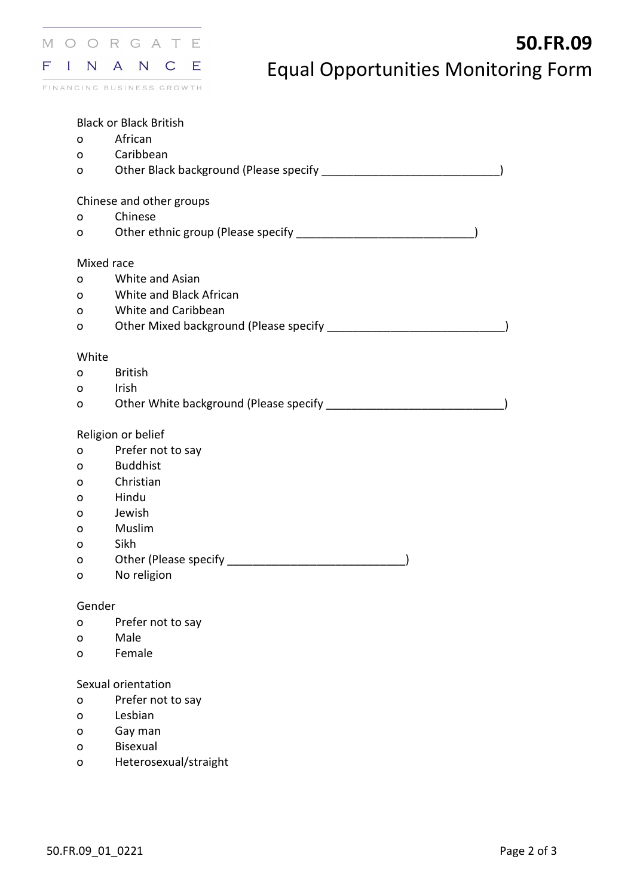Black or Black British

- o African
- o Caribbean
- o Other Black background (Please specify ____________________________)

Chinese and other groups

- o Chinese
- o Other ethnic group (Please specify ____________________________)

Mixed race

- o White and Asian
- o White and Black African
- o White and Caribbean
- o Other Mixed background (Please specify ____________________________)

White

- o British
- o Irish
- o Other White background (Please specify ____________________________)

Religion or belief

- o Prefer not to say
- o Buddhist
- o Christian
- o Hindu
- o Jewish
- o Muslim
- o Sikh
- o Other (Please specify ____________________________)
- o No religion

Gender

- o Prefer not to say
- o Male
- o Female

Sexual orientation

- o Prefer not to say
- o Lesbian
- o Gay man
- o Bisexual
- o Heterosexual/straight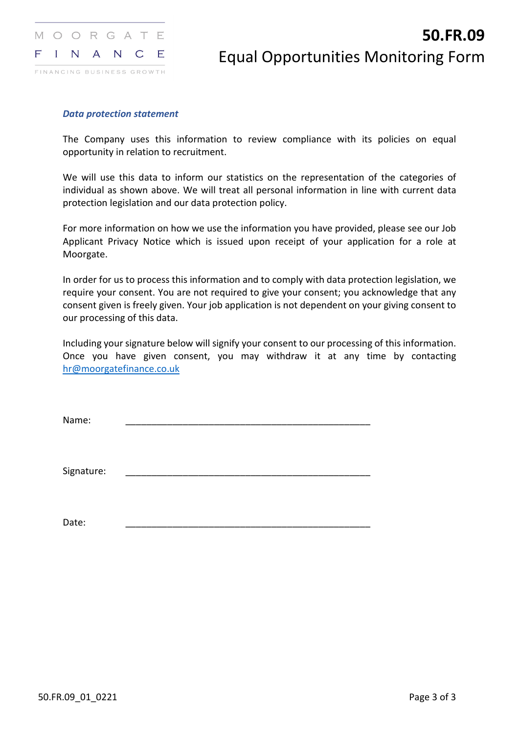***Data protection statement***

The Company uses this information to review compliance with its policies on equal opportunity in relation to recruitment.

We will use this data to inform our statistics on the representation of the categories of individual as shown above. We will treat all personal information in line with current data protection legislation and our data protection policy.

For more information on how we use the information you have provided, please see our Job Applicant Privacy Notice which is issued upon receipt of your application for a role at Moorgate.

In order for us to process this information and to comply with data protection legislation, we require your consent. You are not required to give your consent; you acknowledge that any consent given is freely given. Your job application is not dependent on your giving consent to our processing of this data.

Including your signature below will signify your consent to our processing of this information. Once you have given consent, you may withdraw it at any time by contacting hr@moorgatefinance.co.uk

Name: ______________________________________________

Signature: ______________________________________________

Date: ______________________________________________